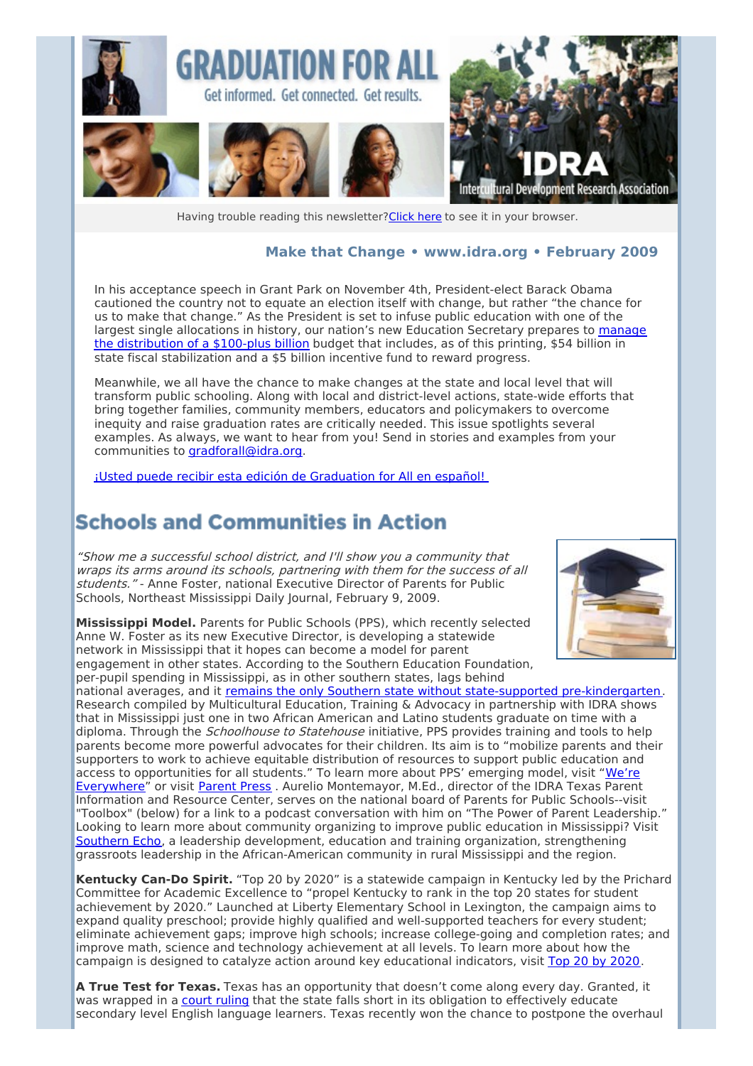# GRADUATION FOR ALL

Get informed. Get connected. Get results.

IDRA Intercultural Development Research Association

Having trouble reading this newsletter? Click here to see it in your browser.

**Make that Change • www.idra.org • February 2009**

In his acceptance speech in Grant Park on November 4th, President-elect Barack Obama cautioned the country not to equate an election itself with change, but rather "the chance for us to make that change." As the President is set to infuse public education with one of the largest single allocations in history, our nation's new Education Secretary prepares to manage the distribution of a $100-plus billion budget that includes, as of this printing, $54 billion in state fiscal stabilization and a $5 billion incentive fund to reward progress.

Meanwhile, we all have the chance to make changes at the state and local level that will transform public schooling. Along with local and district-level actions, state-wide efforts that bring together families, community members, educators and policymakers to overcome inequity and raise graduation rates are critically needed. This issue spotlights several examples. As always, we want to hear from you! Send in stories and examples from your communities to gradforall@idra.org.

¡Usted puede recibir esta edición de Graduation for All en español!

## Schools and Communities in Action

*"Show me a successful school district, and I'll show you a community that wraps its arms around its schools, partnering with them for the success of all students."* - Anne Foster, national Executive Director of Parents for Public Schools, Northeast Mississippi Daily Journal, February 9, 2009.

**Mississippi Model.** Parents for Public Schools (PPS), which recently selected Anne W. Foster as its new Executive Director, is developing a statewide network in Mississippi that it hopes can become a model for parent engagement in other states. According to the Southern Education Foundation, per-pupil spending in Mississippi, as in other southern states, lags behind national averages, and it remains the only Southern state without state-supported pre-kindergarten. Research compiled by Multicultural Education, Training & Advocacy in partnership with IDRA shows that in Mississippi just one in two African American and Latino students graduate on time with a diploma. Through the *Schoolhouse to Statehouse* initiative, PPS provides training and tools to help parents become more powerful advocates for their children. Its aim is to "mobilize parents and their supporters to work to achieve equitable distribution of resources to support public education and access to opportunities for all students." To learn more about PPS' emerging model, visit "We're Everywhere" or visit Parent Press . Aurelio Montemayor, M.Ed., director of the IDRA Texas Parent Information and Resource Center, serves on the national board of Parents for Public Schools--visit "Toolbox" (below) for a link to a podcast conversation with him on "The Power of Parent Leadership." Looking to learn more about community organizing to improve public education in Mississippi? Visit Southern Echo, a leadership development, education and training organization, strengthening grassroots leadership in the African-American community in rural Mississippi and the region.

**Kentucky Can-Do Spirit.** "Top 20 by 2020" is a statewide campaign in Kentucky led by the Prichard Committee for Academic Excellence to "propel Kentucky to rank in the top 20 states for student achievement by 2020." Launched at Liberty Elementary School in Lexington, the campaign aims to expand quality preschool; provide highly qualified and well-supported teachers for every student; eliminate achievement gaps; improve high schools; increase college-going and completion rates; and improve math, science and technology achievement at all levels. To learn more about how the campaign is designed to catalyze action around key educational indicators, visit Top 20 by 2020.

**A True Test for Texas.** Texas has an opportunity that doesn't come along every day. Granted, it was wrapped in a court ruling that the state falls short in its obligation to effectively educate secondary level English language learners. Texas recently won the chance to postpone the overhaul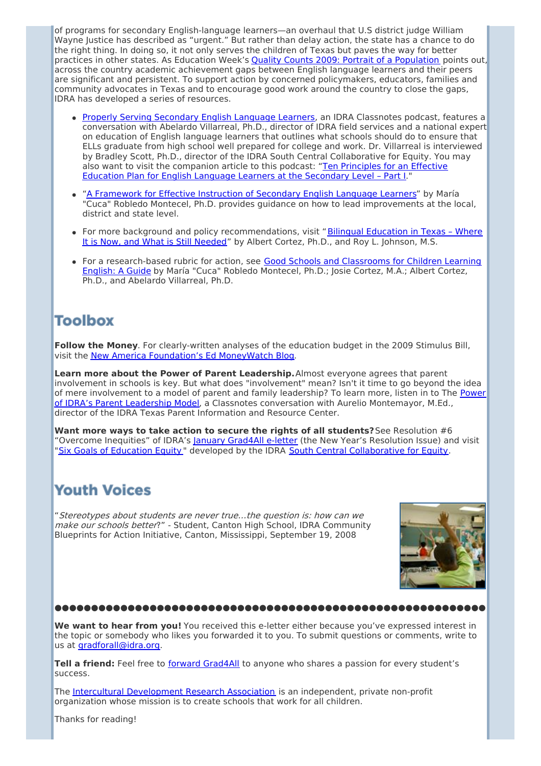of programs for secondary English-language learners—an overhaul that U.S district judge William Wayne Justice has described as "urgent." But rather than delay action, the state has a chance to do the right thing. In doing so, it not only serves the children of Texas but paves the way for better practices in other states. As Education Week's Quality Counts 2009: Portrait of a Population points out, across the country academic achievement gaps between English language learners and their peers are significant and persistent. To support action by concerned policymakers, educators, families and community advocates in Texas and to encourage good work around the country to close the gaps, IDRA has developed a series of resources.

- Properly Serving Secondary English Language Learners, an IDRA Classnotes podcast, features a conversation with Abelardo Villarreal, Ph.D., director of IDRA field services and a national expert on education of English language learners that outlines what schools should do to ensure that ELLs graduate from high school well prepared for college and work. Dr. Villarreal is interviewed by Bradley Scott, Ph.D., director of the IDRA South Central Collaborative for Equity. You may also want to visit the companion article to this podcast: "Ten Principles for an Effective Education Plan for English Language Learners at the Secondary Level – Part I."
- "A Framework for Effective Instruction of Secondary English Language Learners" by María "Cuca" Robledo Montecel, Ph.D. provides guidance on how to lead improvements at the local, district and state level.
- For more background and policy recommendations, visit "Bilingual Education in Texas – Where It is Now, and What is Still Needed" by Albert Cortez, Ph.D., and Roy L. Johnson, M.S.
- For a research-based rubric for action, see Good Schools and Classrooms for Children Learning English: A Guide by María "Cuca" Robledo Montecel, Ph.D.; Josie Cortez, M.A.; Albert Cortez, Ph.D., and Abelardo Villarreal, Ph.D.

## Toolbox

**Follow the Money**. For clearly-written analyses of the education budget in the 2009 Stimulus Bill, visit the New America Foundation's Ed MoneyWatch Blog.

**Learn more about the Power of Parent Leadership.** Almost everyone agrees that parent involvement in schools is key. But what does "involvement" mean? Isn't it time to go beyond the idea of mere involvement to a model of parent and family leadership? To learn more, listen in to The Power of IDRA's Parent Leadership Model, a Classnotes conversation with Aurelio Montemayor, M.Ed., director of the IDRA Texas Parent Information and Resource Center.

**Want more ways to take action to secure the rights of all students?** See Resolution #6 "Overcome Inequities" of IDRA's January Grad4All e-letter (the New Year's Resolution Issue) and visit "Six Goals of Education Equity" developed by the IDRA South Central Collaborative for Equity.

## Youth Voices

"*Stereotypes about students are never true...the question is: how can we make our schools better*?" - Student, Canton High School, IDRA Community Blueprints for Action Initiative, Canton, Mississippi, September 19, 2008

---

**We want to hear from you!** You received this e-letter either because you've expressed interest in the topic or somebody who likes you forwarded it to you. To submit questions or comments, write to us at gradforall@idra.org.

**Tell a friend:** Feel free to forward Grad4All to anyone who shares a passion for every student's success.

The Intercultural Development Research Association is an independent, private non-profit organization whose mission is to create schools that work for all children.

Thanks for reading!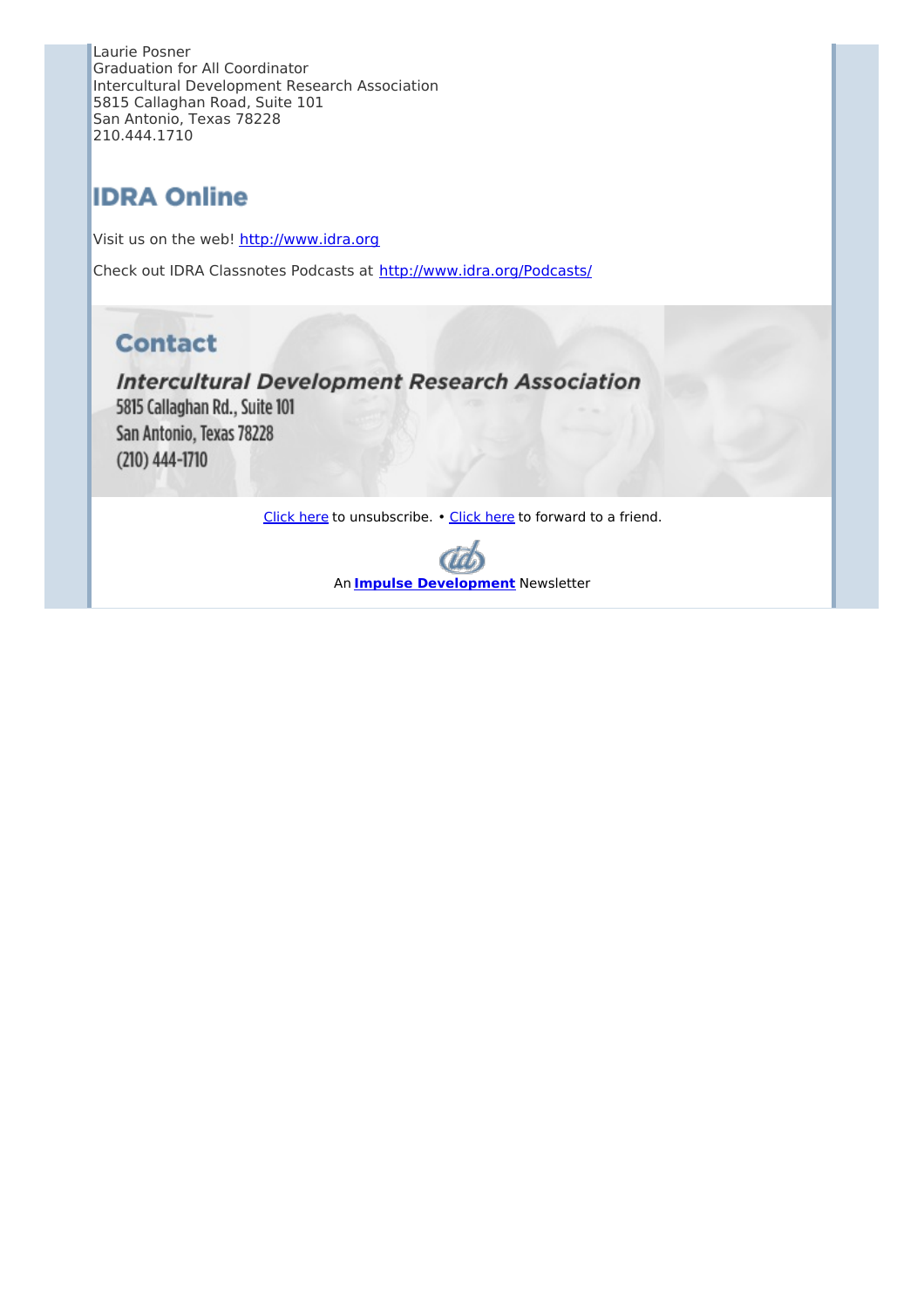Laurie Posner
Graduation for All Coordinator
Intercultural Development Research Association
5815 Callaghan Road, Suite 101
San Antonio, Texas 78228
210.444.1710

## IDRA Online

Visit us on the web! http://www.idra.org

Check out IDRA Classnotes Podcasts at http://www.idra.org/Podcasts/

## Contact

***Intercultural Development Research Association***
5815 Callaghan Rd., Suite 101
San Antonio, Texas 78228
(210) 444-1710

Click here to unsubscribe. • Click here to forward to a friend.

An **Impulse Development** Newsletter